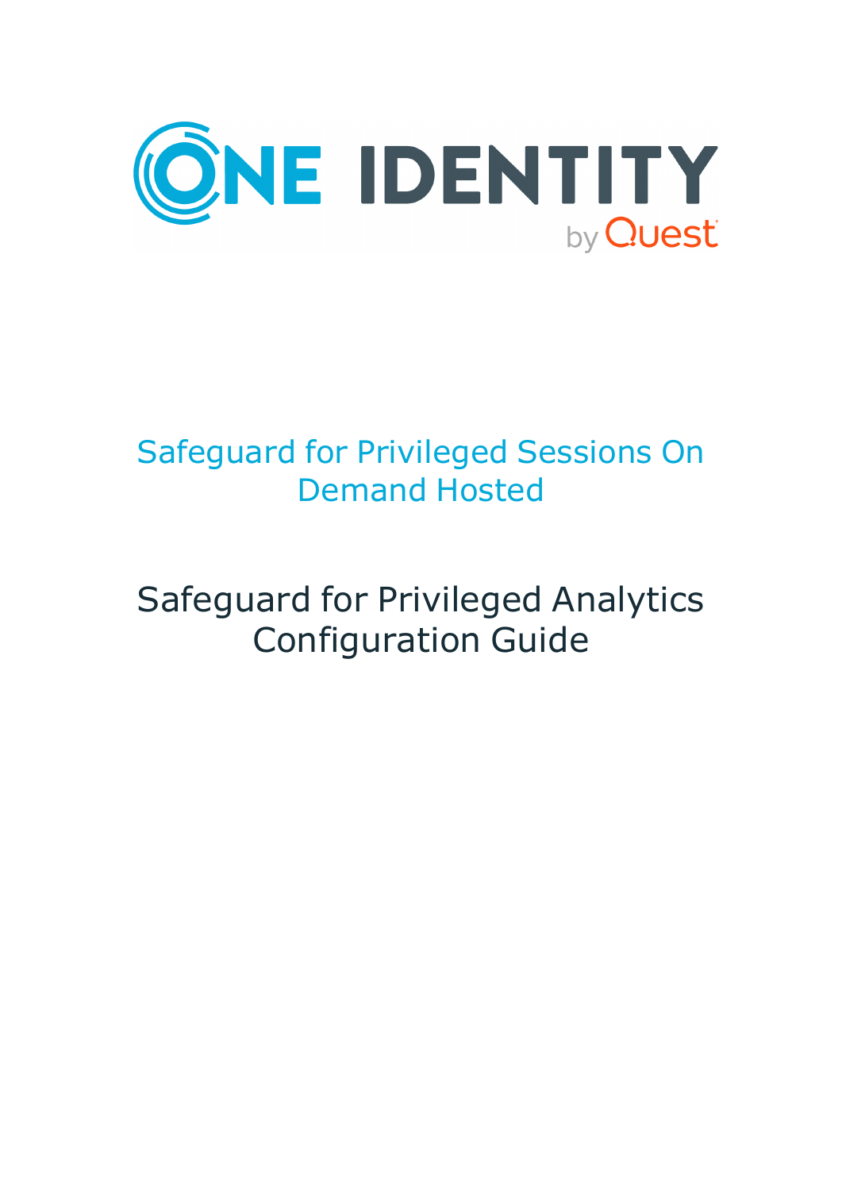# Safeguard for Privileged Sessions On Demand Hosted

# Safeguard for Privileged Analytics Configuration Guide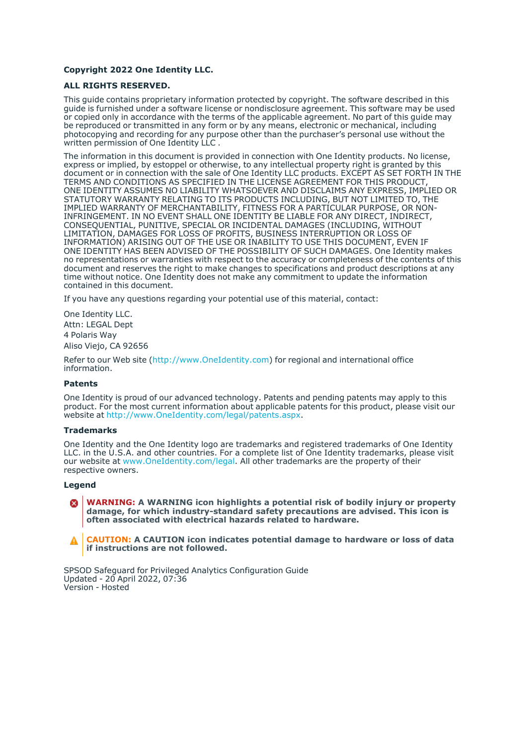**Copyright 2022 One Identity LLC.**

**ALL RIGHTS RESERVED.**

This guide contains proprietary information protected by copyright. The software described in this guide is furnished under a software license or nondisclosure agreement. This software may be used or copied only in accordance with the terms of the applicable agreement. No part of this guide may be reproduced or transmitted in any form or by any means, electronic or mechanical, including photocopying and recording for any purpose other than the purchaser's personal use without the written permission of One Identity LLC .

The information in this document is provided in connection with One Identity products. No license, express or implied, by estoppel or otherwise, to any intellectual property right is granted by this document or in connection with the sale of One Identity LLC products. EXCEPT AS SET FORTH IN THE TERMS AND CONDITIONS AS SPECIFIED IN THE LICENSE AGREEMENT FOR THIS PRODUCT, ONE IDENTITY ASSUMES NO LIABILITY WHATSOEVER AND DISCLAIMS ANY EXPRESS, IMPLIED OR STATUTORY WARRANTY RELATING TO ITS PRODUCTS INCLUDING, BUT NOT LIMITED TO, THE IMPLIED WARRANTY OF MERCHANTABILITY, FITNESS FOR A PARTICULAR PURPOSE, OR NON-INFRINGEMENT. IN NO EVENT SHALL ONE IDENTITY BE LIABLE FOR ANY DIRECT, INDIRECT, CONSEQUENTIAL, PUNITIVE, SPECIAL OR INCIDENTAL DAMAGES (INCLUDING, WITHOUT LIMITATION, DAMAGES FOR LOSS OF PROFITS, BUSINESS INTERRUPTION OR LOSS OF INFORMATION) ARISING OUT OF THE USE OR INABILITY TO USE THIS DOCUMENT, EVEN IF ONE IDENTITY HAS BEEN ADVISED OF THE POSSIBILITY OF SUCH DAMAGES. One Identity makes no representations or warranties with respect to the accuracy or completeness of the contents of this document and reserves the right to make changes to specifications and product descriptions at any time without notice. One Identity does not make any commitment to update the information contained in this document.

If you have any questions regarding your potential use of this material, contact:

One Identity LLC.
Attn: LEGAL Dept
4 Polaris Way
Aliso Viejo, CA 92656

Refer to our Web site (http://www.OneIdentity.com) for regional and international office information.

### Patents

One Identity is proud of our advanced technology. Patents and pending patents may apply to this product. For the most current information about applicable patents for this product, please visit our website at http://www.OneIdentity.com/legal/patents.aspx.

### Trademarks

One Identity and the One Identity logo are trademarks and registered trademarks of One Identity LLC. in the U.S.A. and other countries. For a complete list of One Identity trademarks, please visit our website at www.OneIdentity.com/legal. All other trademarks are the property of their respective owners.

### Legend

**WARNING: A WARNING icon highlights a potential risk of bodily injury or property damage, for which industry-standard safety precautions are advised. This icon is often associated with electrical hazards related to hardware.**

**CAUTION: A CAUTION icon indicates potential damage to hardware or loss of data if instructions are not followed.**

SPSOD Safeguard for Privileged Analytics Configuration Guide
Updated - 20 April 2022, 07:36
Version - Hosted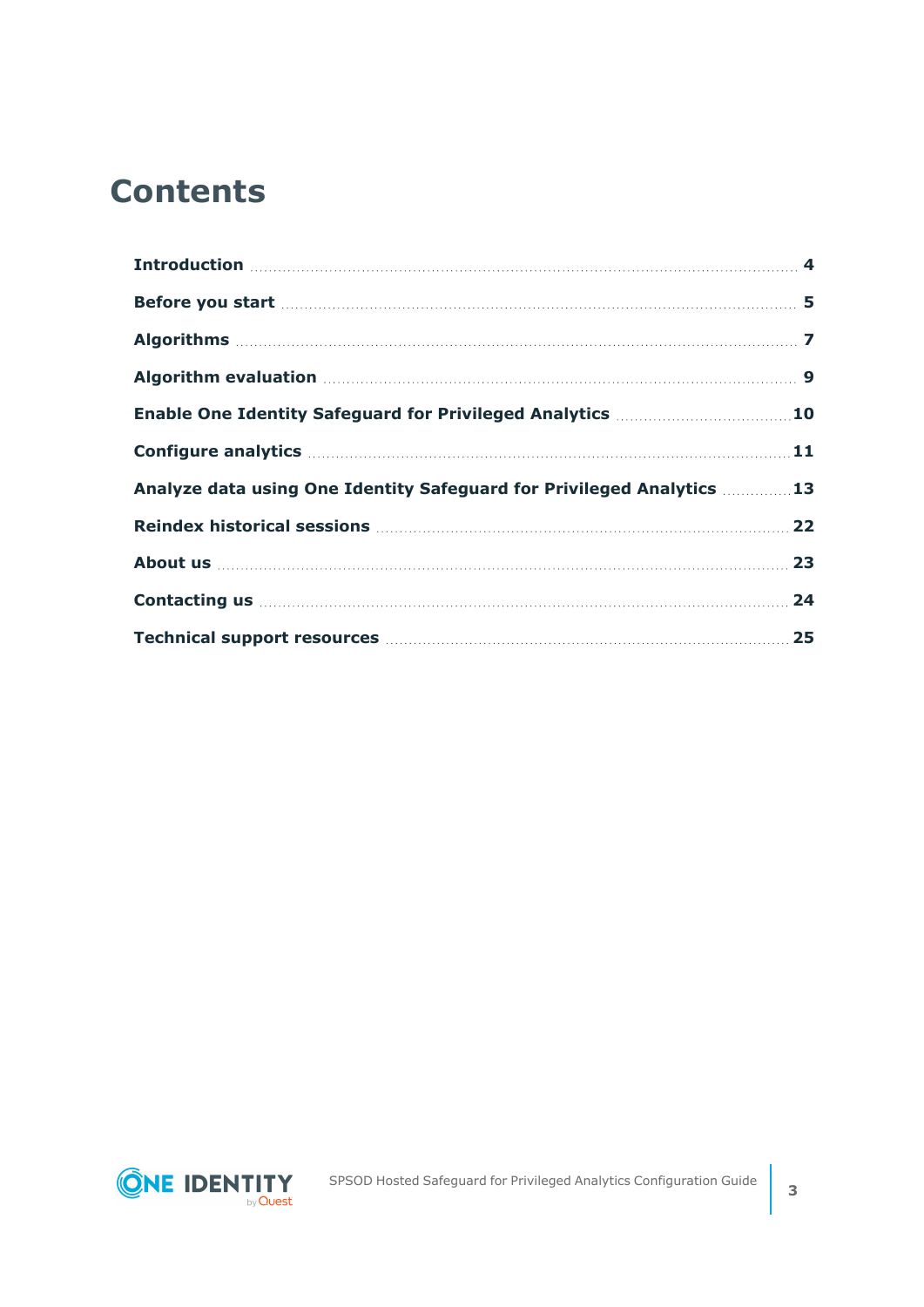# Contents

| | |
|---|---|
| **Introduction** | **4** |
| **Before you start** | **5** |
| **Algorithms** | **7** |
| **Algorithm evaluation** | **9** |
| **Enable One Identity Safeguard for Privileged Analytics** | **10** |
| **Configure analytics** | **11** |
| **Analyze data using One Identity Safeguard for Privileged Analytics** | **13** |
| **Reindex historical sessions** | **22** |
| **About us** | **23** |
| **Contacting us** | **24** |
| **Technical support resources** | **25** |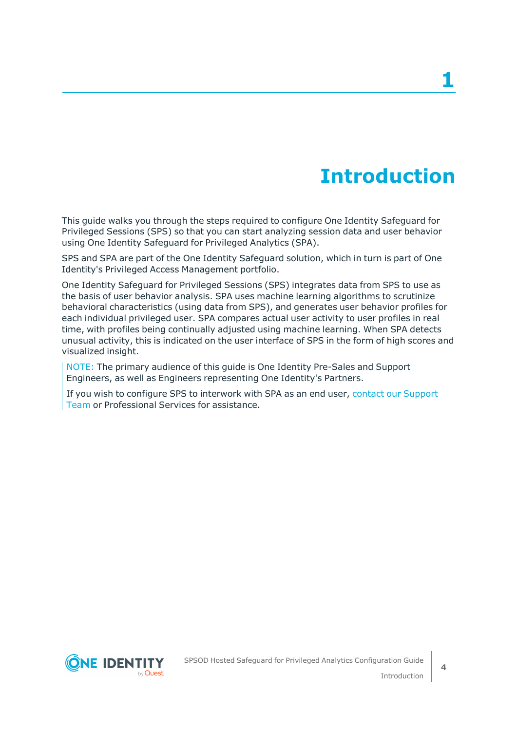# 1 Introduction

This guide walks you through the steps required to configure One Identity Safeguard for Privileged Sessions (SPS) so that you can start analyzing session data and user behavior using One Identity Safeguard for Privileged Analytics (SPA).

SPS and SPA are part of the One Identity Safeguard solution, which in turn is part of One Identity's Privileged Access Management portfolio.

One Identity Safeguard for Privileged Sessions (SPS) integrates data from SPS to use as the basis of user behavior analysis. SPA uses machine learning algorithms to scrutinize behavioral characteristics (using data from SPS), and generates user behavior profiles for each individual privileged user. SPA compares actual user activity to user profiles in real time, with profiles being continually adjusted using machine learning. When SPA detects unusual activity, this is indicated on the user interface of SPS in the form of high scores and visualized insight.

> NOTE: The primary audience of this guide is One Identity Pre-Sales and Support Engineers, as well as Engineers representing One Identity's Partners.
>
> If you wish to configure SPS to interwork with SPA as an end user, contact our Support Team or Professional Services for assistance.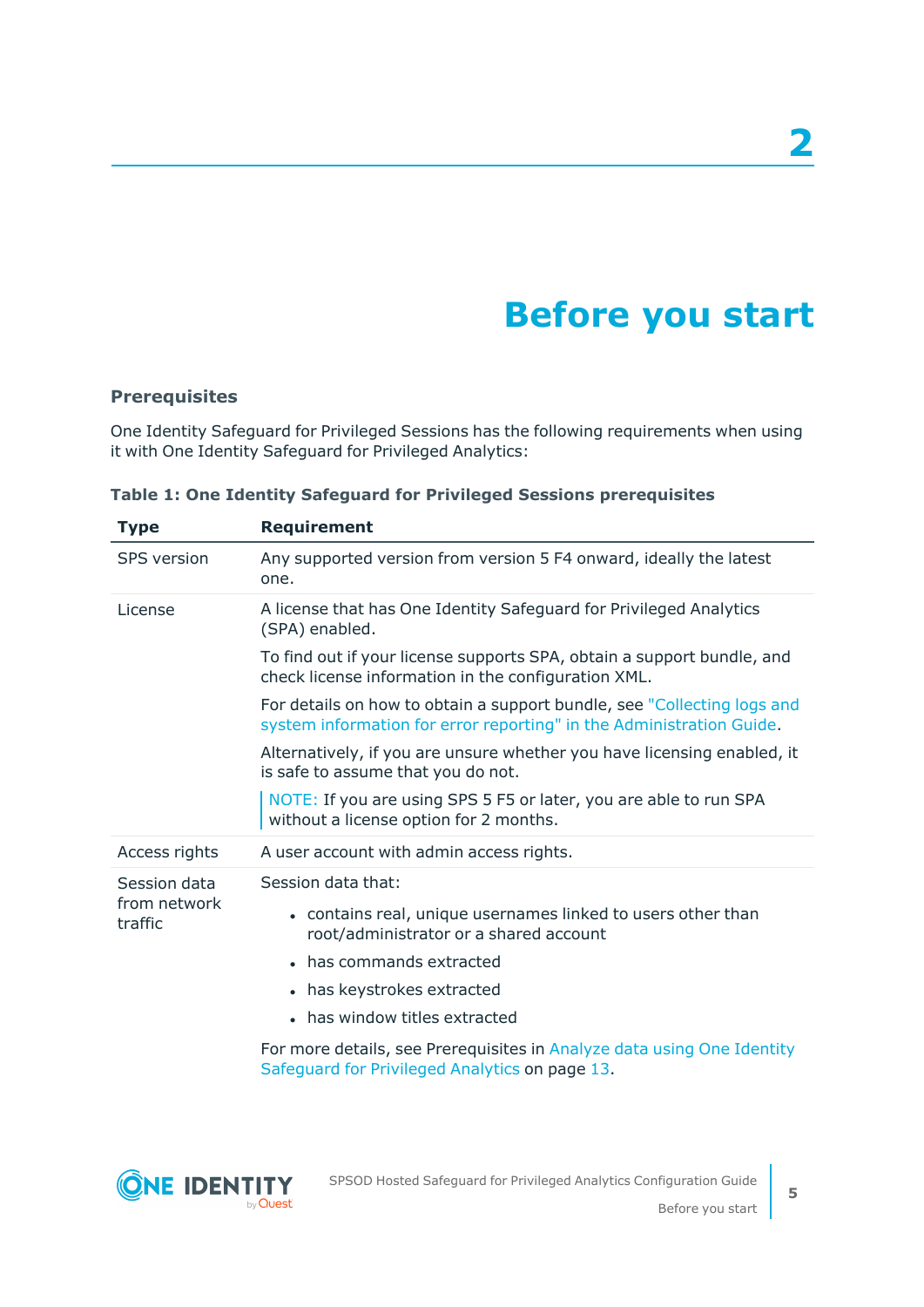# 2

# Before you start

### Prerequisites

One Identity Safeguard for Privileged Sessions has the following requirements when using it with One Identity Safeguard for Privileged Analytics:

**Table 1: One Identity Safeguard for Privileged Sessions prerequisites**

| Type | Requirement |
|---|---|
| SPS version | Any supported version from version 5 F4 onward, ideally the latest one. |
| License | A license that has One Identity Safeguard for Privileged Analytics (SPA) enabled.<br><br>To find out if your license supports SPA, obtain a support bundle, and check license information in the configuration XML.<br><br>For details on how to obtain a support bundle, see "Collecting logs and system information for error reporting" in the Administration Guide.<br><br>Alternatively, if you are unsure whether you have licensing enabled, it is safe to assume that you do not.<br><br>NOTE: If you are using SPS 5 F5 or later, you are able to run SPA without a license option for 2 months. |
| Access rights | A user account with admin access rights. |
| Session data from network traffic | Session data that:<br><br>• contains real, unique usernames linked to users other than root/administrator or a shared account<br>• has commands extracted<br>• has keystrokes extracted<br>• has window titles extracted<br><br>For more details, see Prerequisites in Analyze data using One Identity Safeguard for Privileged Analytics on page 13. |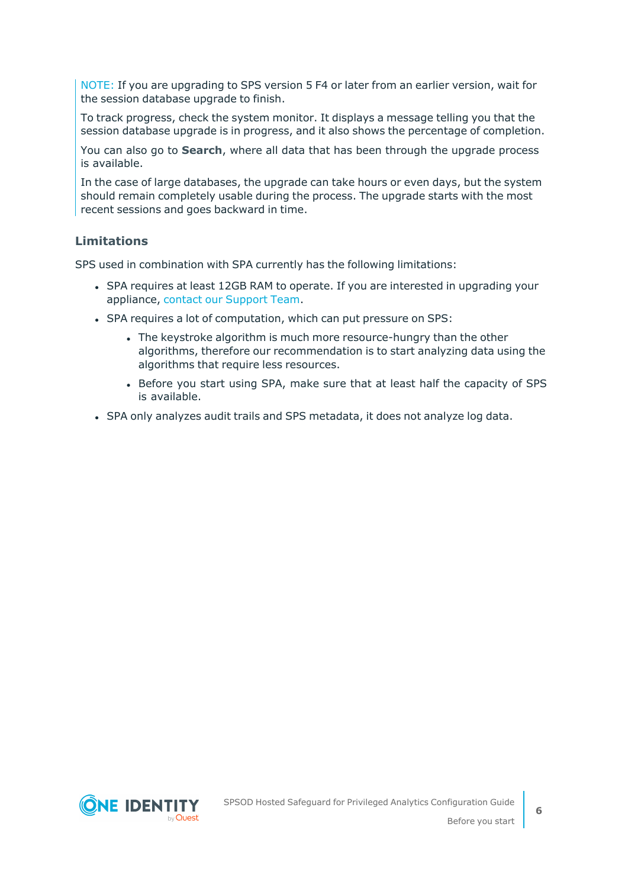NOTE: If you are upgrading to SPS version 5 F4 or later from an earlier version, wait for the session database upgrade to finish.

To track progress, check the system monitor. It displays a message telling you that the session database upgrade is in progress, and it also shows the percentage of completion.

You can also go to **Search**, where all data that has been through the upgrade process is available.

In the case of large databases, the upgrade can take hours or even days, but the system should remain completely usable during the process. The upgrade starts with the most recent sessions and goes backward in time.

### Limitations

SPS used in combination with SPA currently has the following limitations:

- SPA requires at least 12GB RAM to operate. If you are interested in upgrading your appliance, contact our Support Team.
- SPA requires a lot of computation, which can put pressure on SPS:
  - The keystroke algorithm is much more resource-hungry than the other algorithms, therefore our recommendation is to start analyzing data using the algorithms that require less resources.
  - Before you start using SPA, make sure that at least half the capacity of SPS is available.
- SPA only analyzes audit trails and SPS metadata, it does not analyze log data.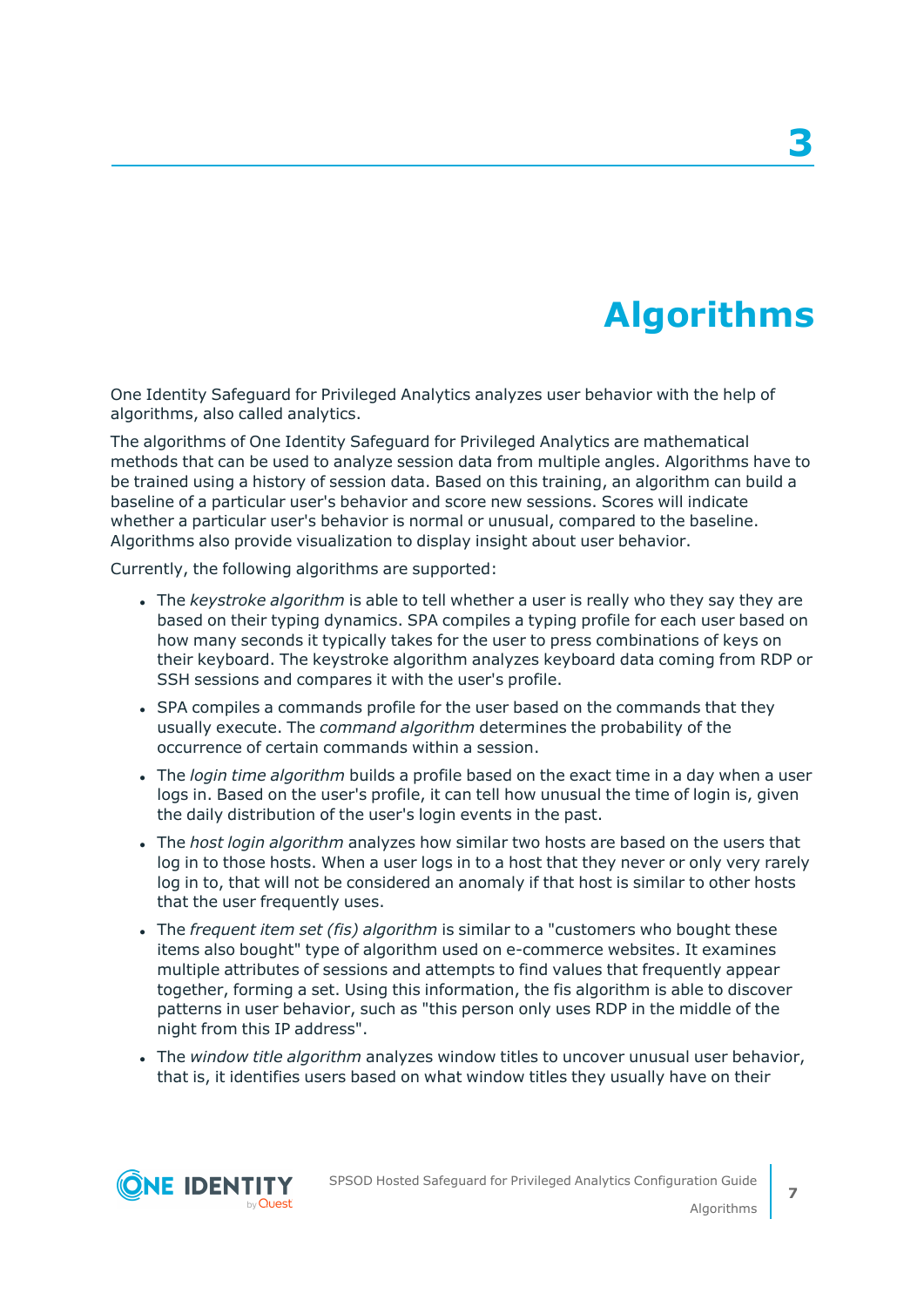# 3 Algorithms

One Identity Safeguard for Privileged Analytics analyzes user behavior with the help of algorithms, also called analytics.

The algorithms of One Identity Safeguard for Privileged Analytics are mathematical methods that can be used to analyze session data from multiple angles. Algorithms have to be trained using a history of session data. Based on this training, an algorithm can build a baseline of a particular user's behavior and score new sessions. Scores will indicate whether a particular user's behavior is normal or unusual, compared to the baseline. Algorithms also provide visualization to display insight about user behavior.

Currently, the following algorithms are supported:

- The *keystroke algorithm* is able to tell whether a user is really who they say they are based on their typing dynamics. SPA compiles a typing profile for each user based on how many seconds it typically takes for the user to press combinations of keys on their keyboard. The keystroke algorithm analyzes keyboard data coming from RDP or SSH sessions and compares it with the user's profile.
- SPA compiles a commands profile for the user based on the commands that they usually execute. The *command algorithm* determines the probability of the occurrence of certain commands within a session.
- The *login time algorithm* builds a profile based on the exact time in a day when a user logs in. Based on the user's profile, it can tell how unusual the time of login is, given the daily distribution of the user's login events in the past.
- The *host login algorithm* analyzes how similar two hosts are based on the users that log in to those hosts. When a user logs in to a host that they never or only very rarely log in to, that will not be considered an anomaly if that host is similar to other hosts that the user frequently uses.
- The *frequent item set (fis) algorithm* is similar to a "customers who bought these items also bought" type of algorithm used on e-commerce websites. It examines multiple attributes of sessions and attempts to find values that frequently appear together, forming a set. Using this information, the fis algorithm is able to discover patterns in user behavior, such as "this person only uses RDP in the middle of the night from this IP address".
- The *window title algorithm* analyzes window titles to uncover unusual user behavior, that is, it identifies users based on what window titles they usually have on their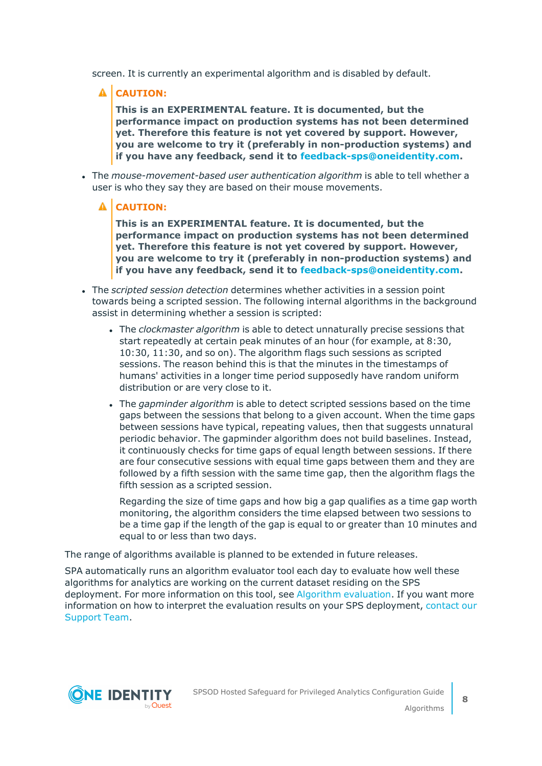screen. It is currently an experimental algorithm and is disabled by default.

> **CAUTION:**
>
> **This is an EXPERIMENTAL feature. It is documented, but the performance impact on production systems has not been determined yet. Therefore this feature is not yet covered by support. However, you are welcome to try it (preferably in non-production systems) and if you have any feedback, send it to feedback-sps@oneidentity.com.**

- The *mouse-movement-based user authentication algorithm* is able to tell whether a user is who they say they are based on their mouse movements.

  > **CAUTION:**
  >
  > **This is an EXPERIMENTAL feature. It is documented, but the performance impact on production systems has not been determined yet. Therefore this feature is not yet covered by support. However, you are welcome to try it (preferably in non-production systems) and if you have any feedback, send it to feedback-sps@oneidentity.com.**

- The *scripted session detection* determines whether activities in a session point towards being a scripted session. The following internal algorithms in the background assist in determining whether a session is scripted:

  - The *clockmaster algorithm* is able to detect unnaturally precise sessions that start repeatedly at certain peak minutes of an hour (for example, at 8:30, 10:30, 11:30, and so on). The algorithm flags such sessions as scripted sessions. The reason behind this is that the minutes in the timestamps of humans' activities in a longer time period supposedly have random uniform distribution or are very close to it.

  - The *gapminder algorithm* is able to detect scripted sessions based on the time gaps between the sessions that belong to a given account. When the time gaps between sessions have typical, repeating values, then that suggests unnatural periodic behavior. The gapminder algorithm does not build baselines. Instead, it continuously checks for time gaps of equal length between sessions. If there are four consecutive sessions with equal time gaps between them and they are followed by a fifth session with the same time gap, then the algorithm flags the fifth session as a scripted session.

    Regarding the size of time gaps and how big a gap qualifies as a time gap worth monitoring, the algorithm considers the time elapsed between two sessions to be a time gap if the length of the gap is equal to or greater than 10 minutes and equal to or less than two days.

The range of algorithms available is planned to be extended in future releases.

SPA automatically runs an algorithm evaluator tool each day to evaluate how well these algorithms for analytics are working on the current dataset residing on the SPS deployment. For more information on this tool, see Algorithm evaluation. If you want more information on how to interpret the evaluation results on your SPS deployment, contact our Support Team.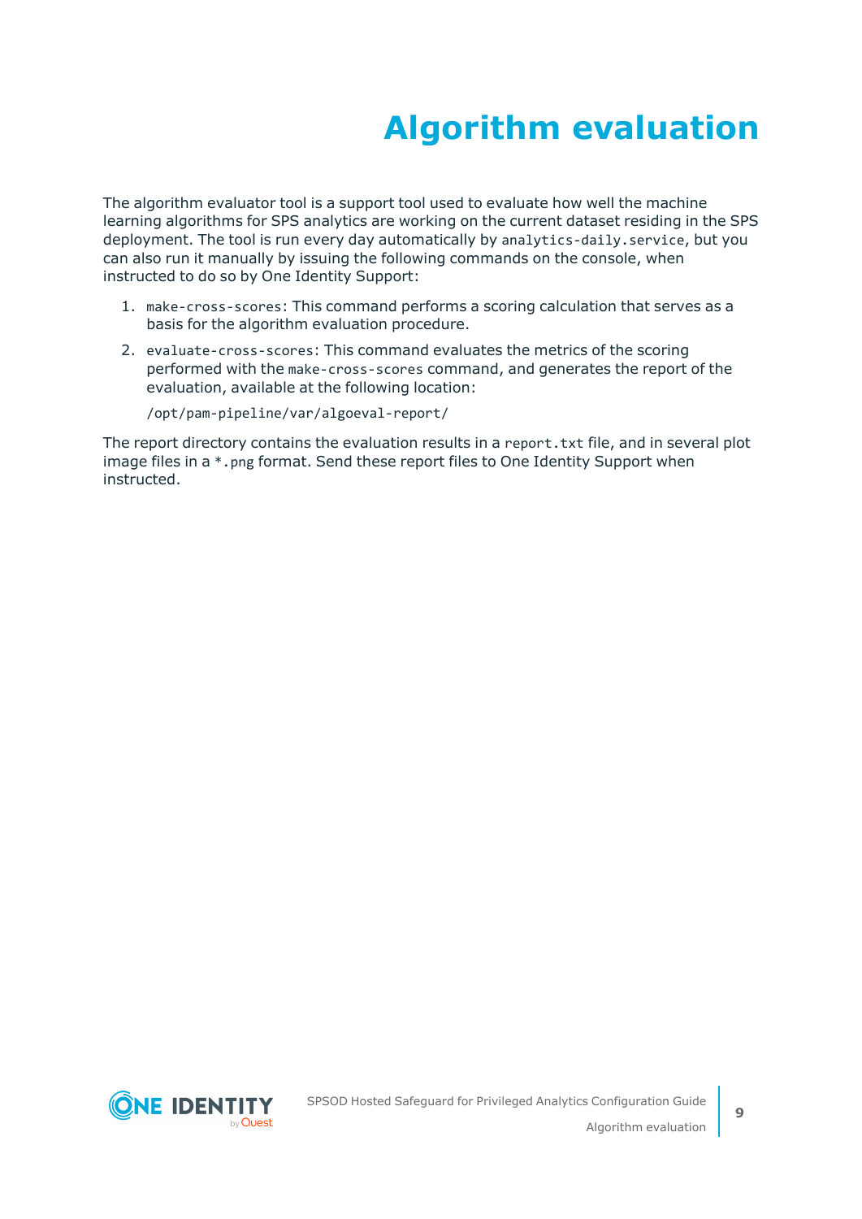# Algorithm evaluation

The algorithm evaluator tool is a support tool used to evaluate how well the machine learning algorithms for SPS analytics are working on the current dataset residing in the SPS deployment. The tool is run every day automatically by `analytics-daily.service`, but you can also run it manually by issuing the following commands on the console, when instructed to do so by One Identity Support:

1. `make-cross-scores`: This command performs a scoring calculation that serves as a basis for the algorithm evaluation procedure.
2. `evaluate-cross-scores`: This command evaluates the metrics of the scoring performed with the `make-cross-scores` command, and generates the report of the evaluation, available at the following location:

   ```
   /opt/pam-pipeline/var/algoeval-report/
   ```

The report directory contains the evaluation results in a `report.txt` file, and in several plot image files in a `*.png` format. Send these report files to One Identity Support when instructed.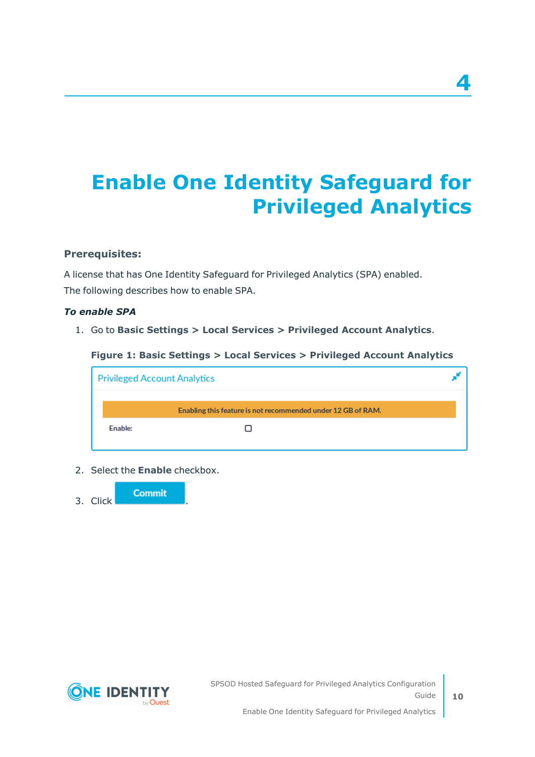# 4

# Enable One Identity Safeguard for Privileged Analytics

**Prerequisites:**

A license that has One Identity Safeguard for Privileged Analytics (SPA) enabled.

The following describes how to enable SPA.

***To enable SPA***

1. Go to **Basic Settings > Local Services > Privileged Account Analytics**.

   **Figure 1: Basic Settings > Local Services > Privileged Account Analytics**

2. Select the **Enable** checkbox.
3. Click **Commit**.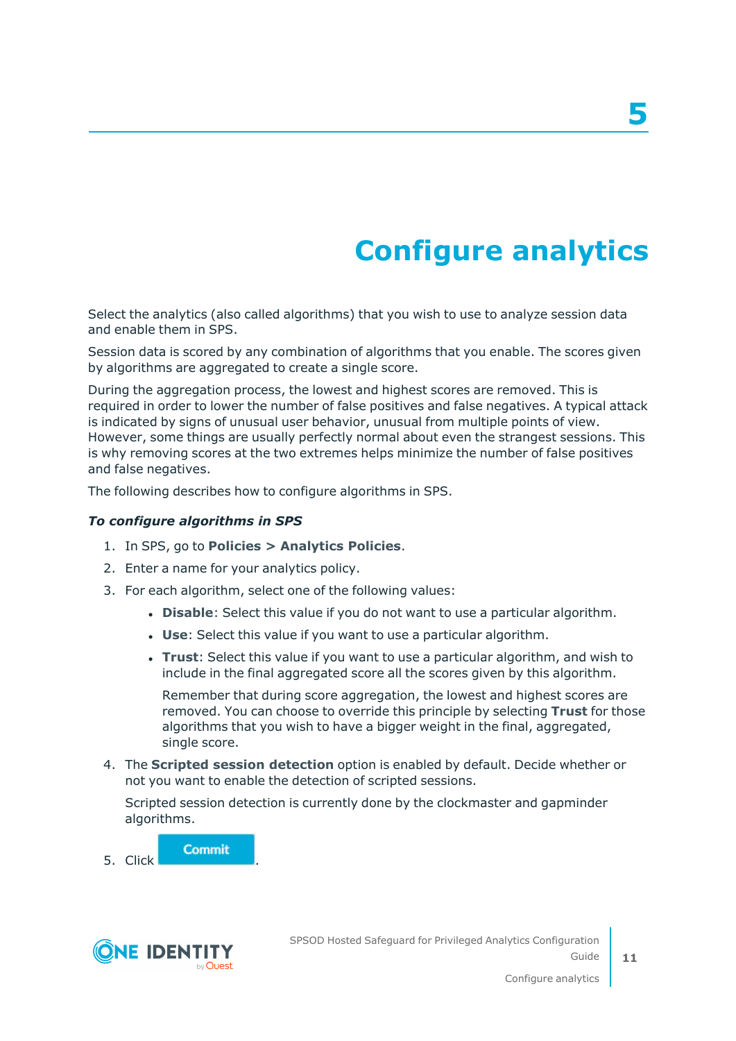# 5 Configure analytics

Select the analytics (also called algorithms) that you wish to use to analyze session data and enable them in SPS.

Session data is scored by any combination of algorithms that you enable. The scores given by algorithms are aggregated to create a single score.

During the aggregation process, the lowest and highest scores are removed. This is required in order to lower the number of false positives and false negatives. A typical attack is indicated by signs of unusual user behavior, unusual from multiple points of view. However, some things are usually perfectly normal about even the strangest sessions. This is why removing scores at the two extremes helps minimize the number of false positives and false negatives.

The following describes how to configure algorithms in SPS.

***To configure algorithms in SPS***

1. In SPS, go to **Policies > Analytics Policies**.
2. Enter a name for your analytics policy.
3. For each algorithm, select one of the following values:
   - **Disable**: Select this value if you do not want to use a particular algorithm.
   - **Use**: Select this value if you want to use a particular algorithm.
   - **Trust**: Select this value if you want to use a particular algorithm, and wish to include in the final aggregated score all the scores given by this algorithm.

     Remember that during score aggregation, the lowest and highest scores are removed. You can choose to override this principle by selecting **Trust** for those algorithms that you wish to have a bigger weight in the final, aggregated, single score.
4. The **Scripted session detection** option is enabled by default. Decide whether or not you want to enable the detection of scripted sessions.

   Scripted session detection is currently done by the clockmaster and gapminder algorithms.
5. Click **Commit**.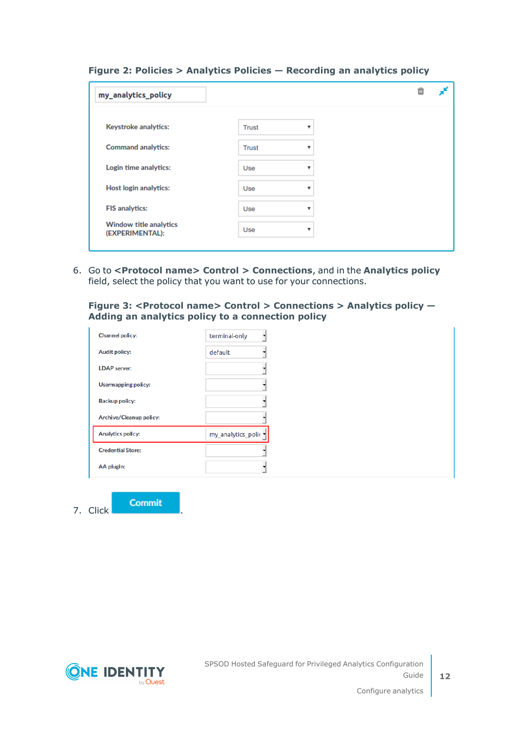**Figure 2: Policies > Analytics Policies — Recording an analytics policy**

6. Go to **<Protocol name> Control > Connections**, and in the **Analytics policy** field, select the policy that you want to use for your connections.

**Figure 3: <Protocol name> Control > Connections > Analytics policy — Adding an analytics policy to a connection policy**

7. Click **Commit**.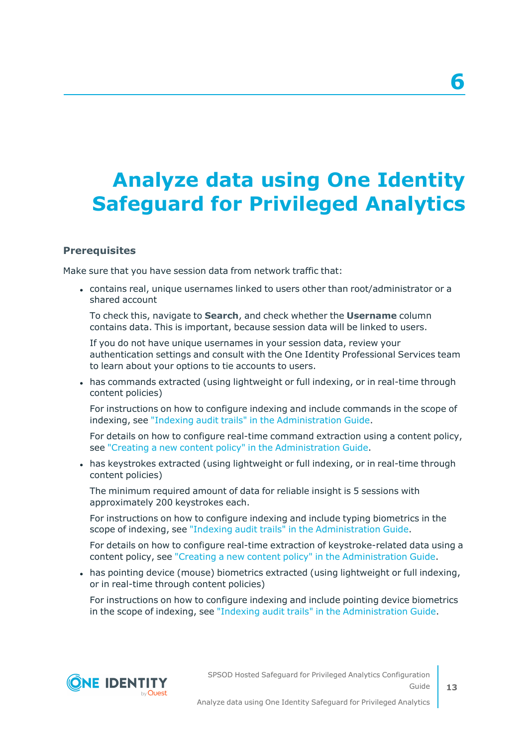# 6

# Analyze data using One Identity Safeguard for Privileged Analytics

### Prerequisites

Make sure that you have session data from network traffic that:

- contains real, unique usernames linked to users other than root/administrator or a shared account

  To check this, navigate to **Search**, and check whether the **Username** column contains data. This is important, because session data will be linked to users.

  If you do not have unique usernames in your session data, review your authentication settings and consult with the One Identity Professional Services team to learn about your options to tie accounts to users.

- has commands extracted (using lightweight or full indexing, or in real-time through content policies)

  For instructions on how to configure indexing and include commands in the scope of indexing, see "Indexing audit trails" in the Administration Guide.

  For details on how to configure real-time command extraction using a content policy, see "Creating a new content policy" in the Administration Guide.

- has keystrokes extracted (using lightweight or full indexing, or in real-time through content policies)

  The minimum required amount of data for reliable insight is 5 sessions with approximately 200 keystrokes each.

  For instructions on how to configure indexing and include typing biometrics in the scope of indexing, see "Indexing audit trails" in the Administration Guide.

  For details on how to configure real-time extraction of keystroke-related data using a content policy, see "Creating a new content policy" in the Administration Guide.

- has pointing device (mouse) biometrics extracted (using lightweight or full indexing, or in real-time through content policies)

  For instructions on how to configure indexing and include pointing device biometrics in the scope of indexing, see "Indexing audit trails" in the Administration Guide.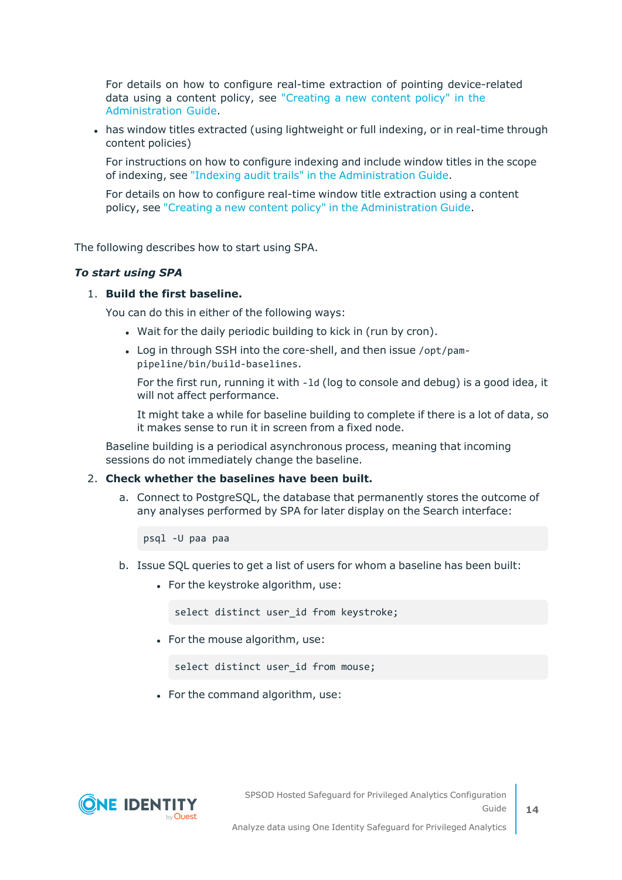For details on how to configure real-time extraction of pointing device-related data using a content policy, see "Creating a new content policy" in the Administration Guide.

- has window titles extracted (using lightweight or full indexing, or in real-time through content policies)

  For instructions on how to configure indexing and include window titles in the scope of indexing, see "Indexing audit trails" in the Administration Guide.

  For details on how to configure real-time window title extraction using a content policy, see "Creating a new content policy" in the Administration Guide.

The following describes how to start using SPA.

***To start using SPA***

1. **Build the first baseline.**

   You can do this in either of the following ways:

   - Wait for the daily periodic building to kick in (run by cron).
   - Log in through SSH into the core-shell, and then issue `/opt/pam-pipeline/bin/build-baselines`.

     For the first run, running it with `-ld` (log to console and debug) is a good idea, it will not affect performance.

     It might take a while for baseline building to complete if there is a lot of data, so it makes sense to run it in screen from a fixed node.

   Baseline building is a periodical asynchronous process, meaning that incoming sessions do not immediately change the baseline.

2. **Check whether the baselines have been built.**

   a. Connect to PostgreSQL, the database that permanently stores the outcome of any analyses performed by SPA for later display on the Search interface:

   ```
   psql -U paa paa
   ```

   b. Issue SQL queries to get a list of users for whom a baseline has been built:

   - For the keystroke algorithm, use:

     ```
     select distinct user_id from keystroke;
     ```

   - For the mouse algorithm, use:

     ```
     select distinct user_id from mouse;
     ```

   - For the command algorithm, use: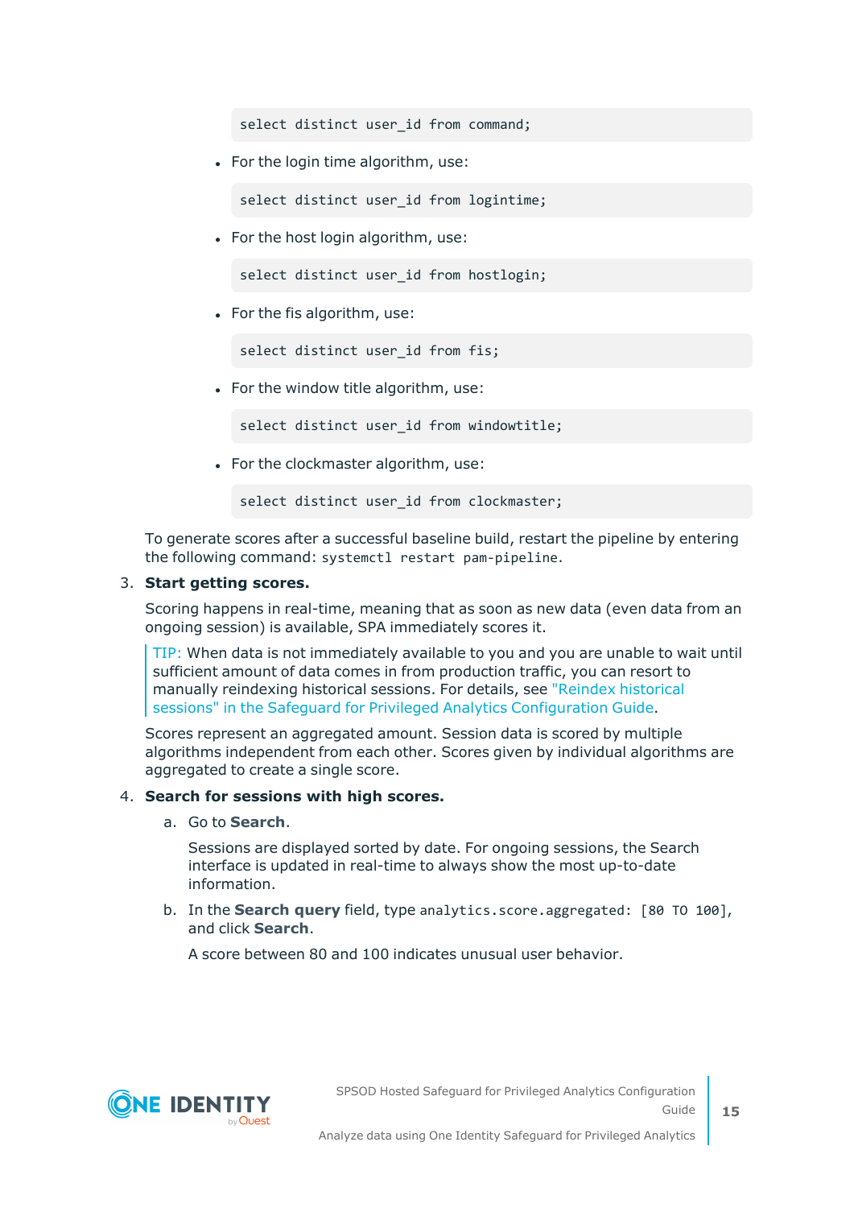```
select distinct user_id from command;
```

- For the login time algorithm, use:

```
select distinct user_id from logintime;
```

- For the host login algorithm, use:

```
select distinct user_id from hostlogin;
```

- For the fis algorithm, use:

```
select distinct user_id from fis;
```

- For the window title algorithm, use:

```
select distinct user_id from windowtitle;
```

- For the clockmaster algorithm, use:

```
select distinct user_id from clockmaster;
```

To generate scores after a successful baseline build, restart the pipeline by entering the following command: `systemctl restart pam-pipeline`.

3. **Start getting scores.**

   Scoring happens in real-time, meaning that as soon as new data (even data from an ongoing session) is available, SPA immediately scores it.

   > TIP: When data is not immediately available to you and you are unable to wait until sufficient amount of data comes in from production traffic, you can resort to manually reindexing historical sessions. For details, see "Reindex historical sessions" in the Safeguard for Privileged Analytics Configuration Guide.

   Scores represent an aggregated amount. Session data is scored by multiple algorithms independent from each other. Scores given by individual algorithms are aggregated to create a single score.

4. **Search for sessions with high scores.**

   a. Go to **Search**.

      Sessions are displayed sorted by date. For ongoing sessions, the Search interface is updated in real-time to always show the most up-to-date information.

   b. In the **Search query** field, type `analytics.score.aggregated: [80 TO 100]`, and click **Search**.

      A score between 80 and 100 indicates unusual user behavior.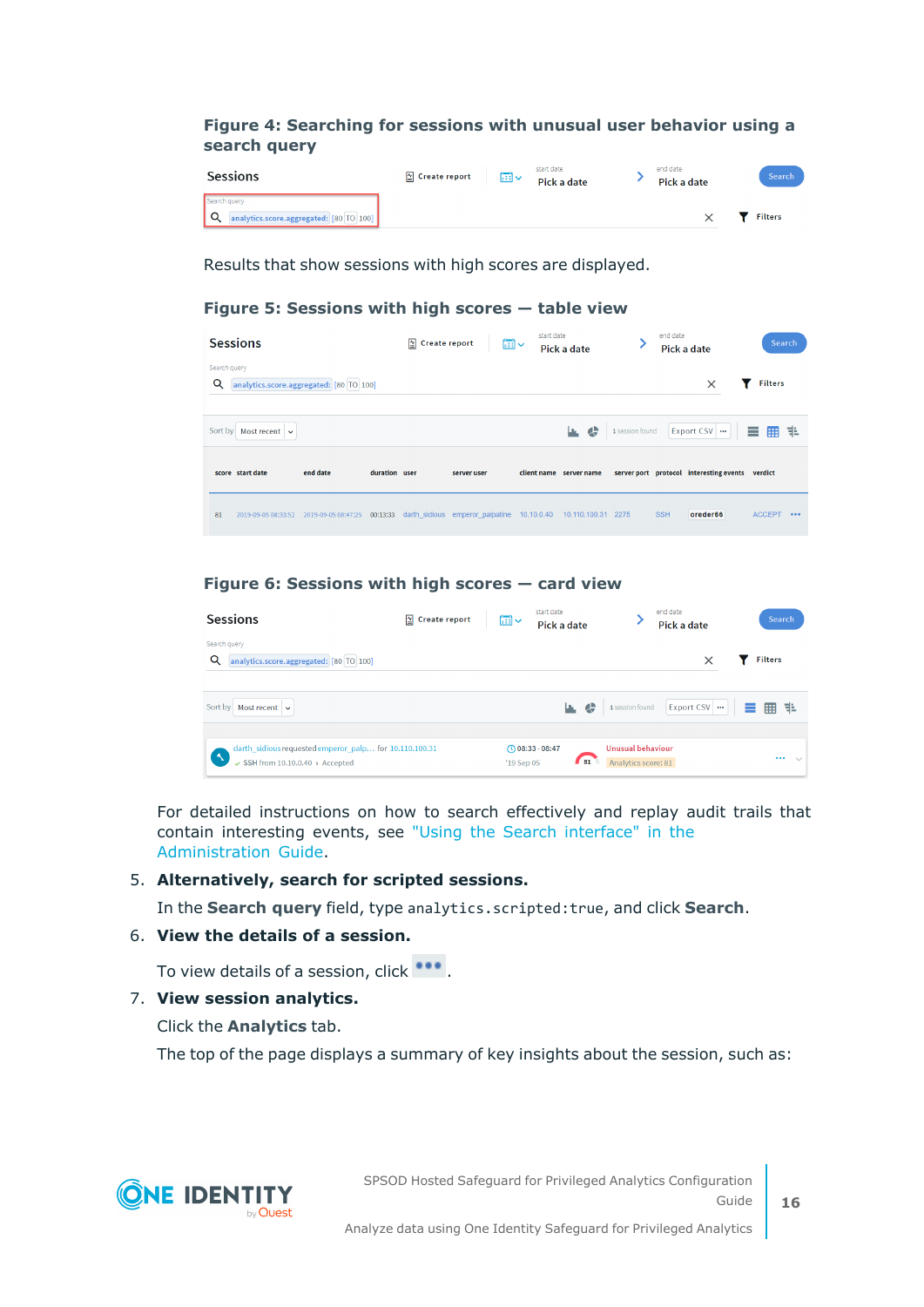### Figure 4: Searching for sessions with unusual user behavior using a search query

Results that show sessions with high scores are displayed.

### Figure 5: Sessions with high scores — table view

### Figure 6: Sessions with high scores — card view

For detailed instructions on how to search effectively and replay audit trails that contain interesting events, see "Using the Search interface" in the Administration Guide.

5. **Alternatively, search for scripted sessions.**

   In the **Search query** field, type `analytics.scripted:true`, and click **Search**.

6. **View the details of a session.**

   To view details of a session, click ●●●.

7. **View session analytics.**

   Click the **Analytics** tab.

   The top of the page displays a summary of key insights about the session, such as: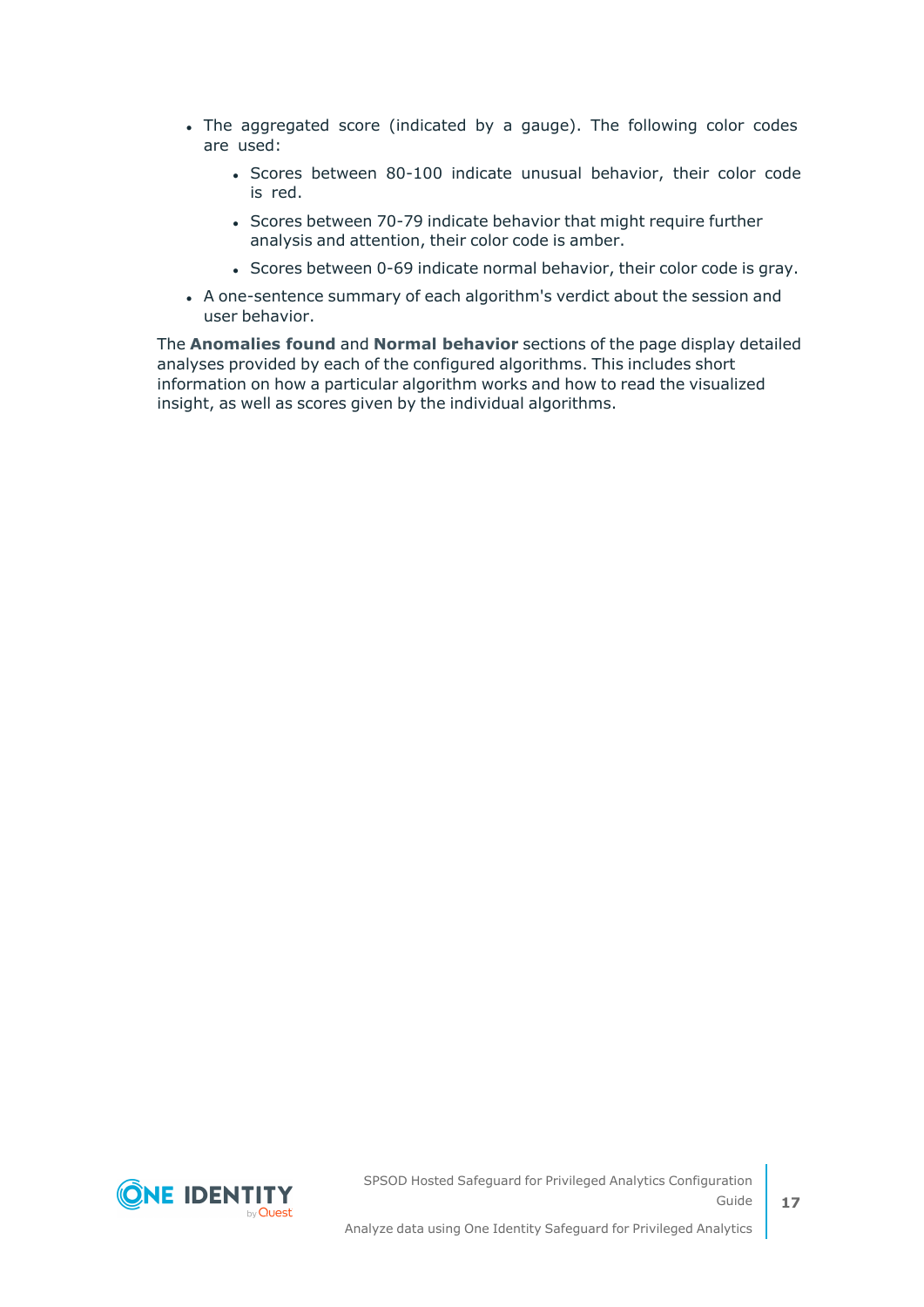- The aggregated score (indicated by a gauge). The following color codes are used:
  - Scores between 80-100 indicate unusual behavior, their color code is red.
  - Scores between 70-79 indicate behavior that might require further analysis and attention, their color code is amber.
  - Scores between 0-69 indicate normal behavior, their color code is gray.
- A one-sentence summary of each algorithm's verdict about the session and user behavior.

The **Anomalies found** and **Normal behavior** sections of the page display detailed analyses provided by each of the configured algorithms. This includes short information on how a particular algorithm works and how to read the visualized insight, as well as scores given by the individual algorithms.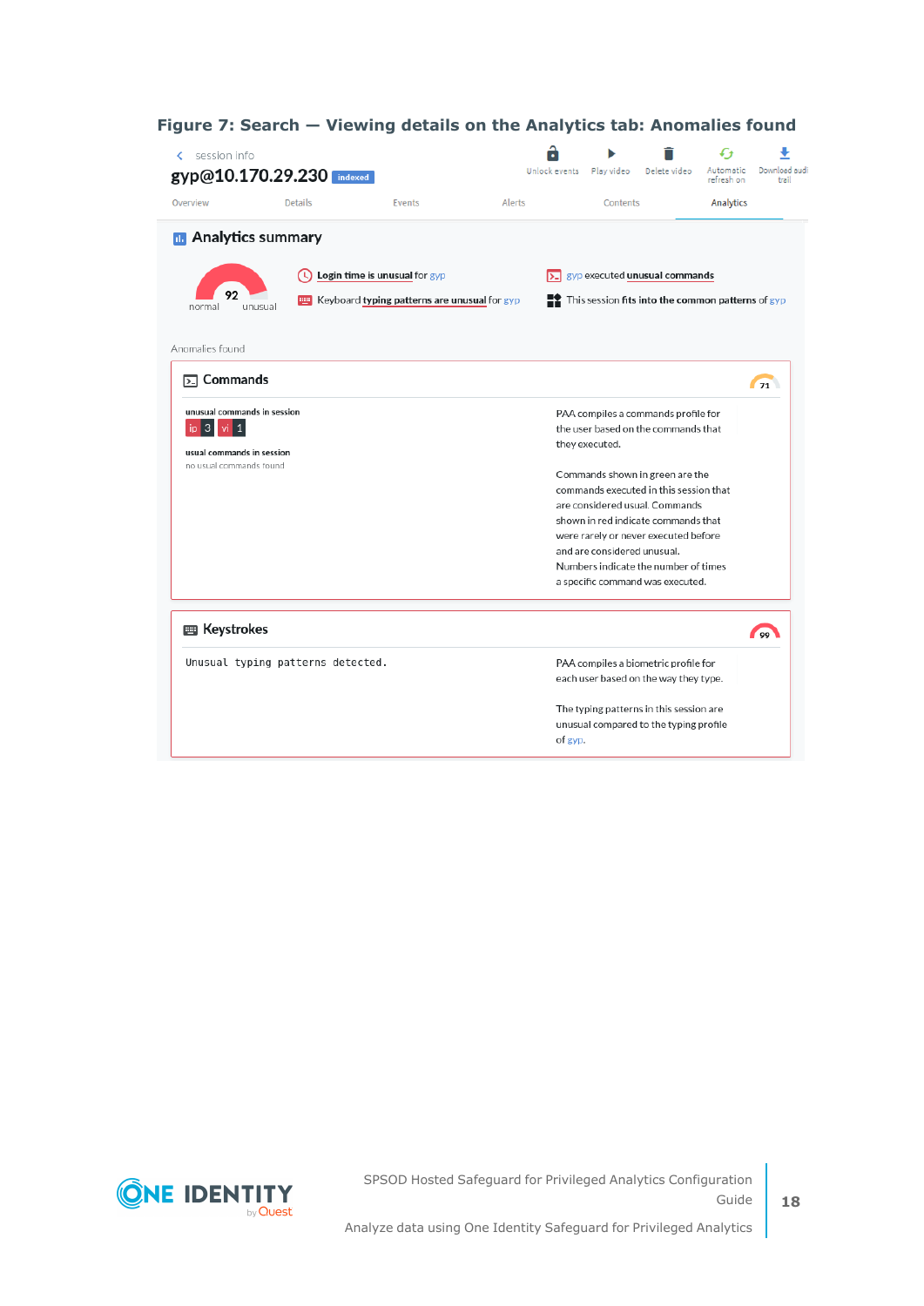**Figure 7: Search — Viewing details on the Analytics tab: Anomalies found**

< session info

gyp@10.170.29.230 indexed

Unlock events | Play video | Delete video | Automatic refresh on | Download audit trail

Overview | Details | Events | Alerts | Contents | Analytics

**Analytics summary**

92
normal unusual

Login time is unusual for gyp

Keyboard typing patterns are unusual for gyp

gyp executed unusual commands

This session fits into the common patterns of gyp

Anomalies found

**Commands** 71

unusual commands in session

ip 3 vi 1

usual commands in session

no usual commands found

PAA compiles a commands profile for the user based on the commands that they executed.

Commands shown in green are the commands executed in this session that are considered usual. Commands shown in red indicate commands that were rarely or never executed before and are considered unusual. Numbers indicate the number of times a specific command was executed.

**Keystrokes** 99

```
Unusual typing patterns detected.
```

PAA compiles a biometric profile for each user based on the way they type.

The typing patterns in this session are unusual compared to the typing profile of gyp.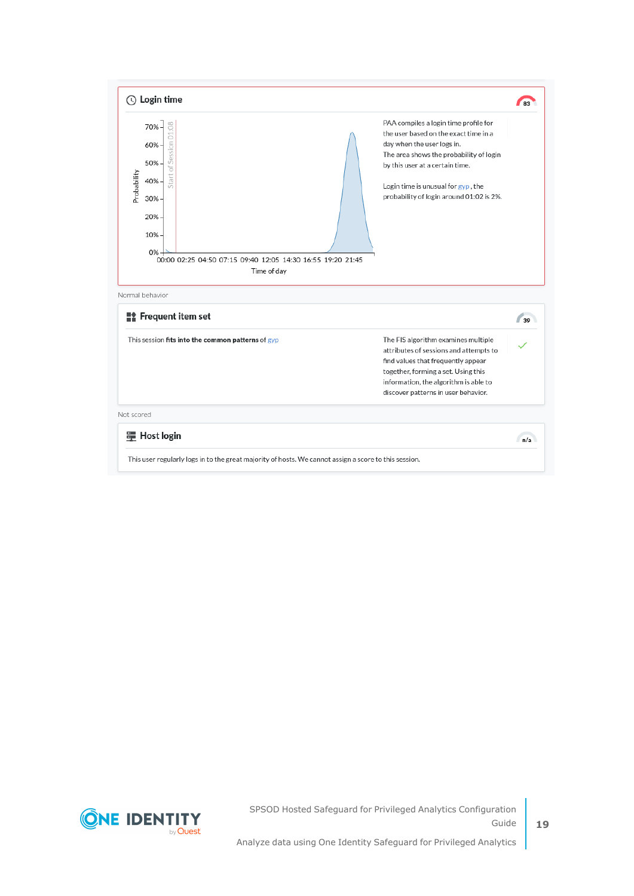**Login time**

83

PAA compiles a login time profile for the user based on the exact time in a day when the user logs in.
The area shows the probability of login by this user at a certain time.

Login time is unusual for gyp , the probability of login around 01:02 is 2%.

Normal behavior

**Frequent item set**

39

This session **fits into the common patterns** of gyp

The FIS algorithm examines multiple attributes of sessions and attempts to find values that frequently appear together, forming a set. Using this information, the algorithm is able to discover patterns in user behavior.

Not scored

**Host login**

n/a

This user regularly logs in to the great majority of hosts. We cannot assign a score to this session.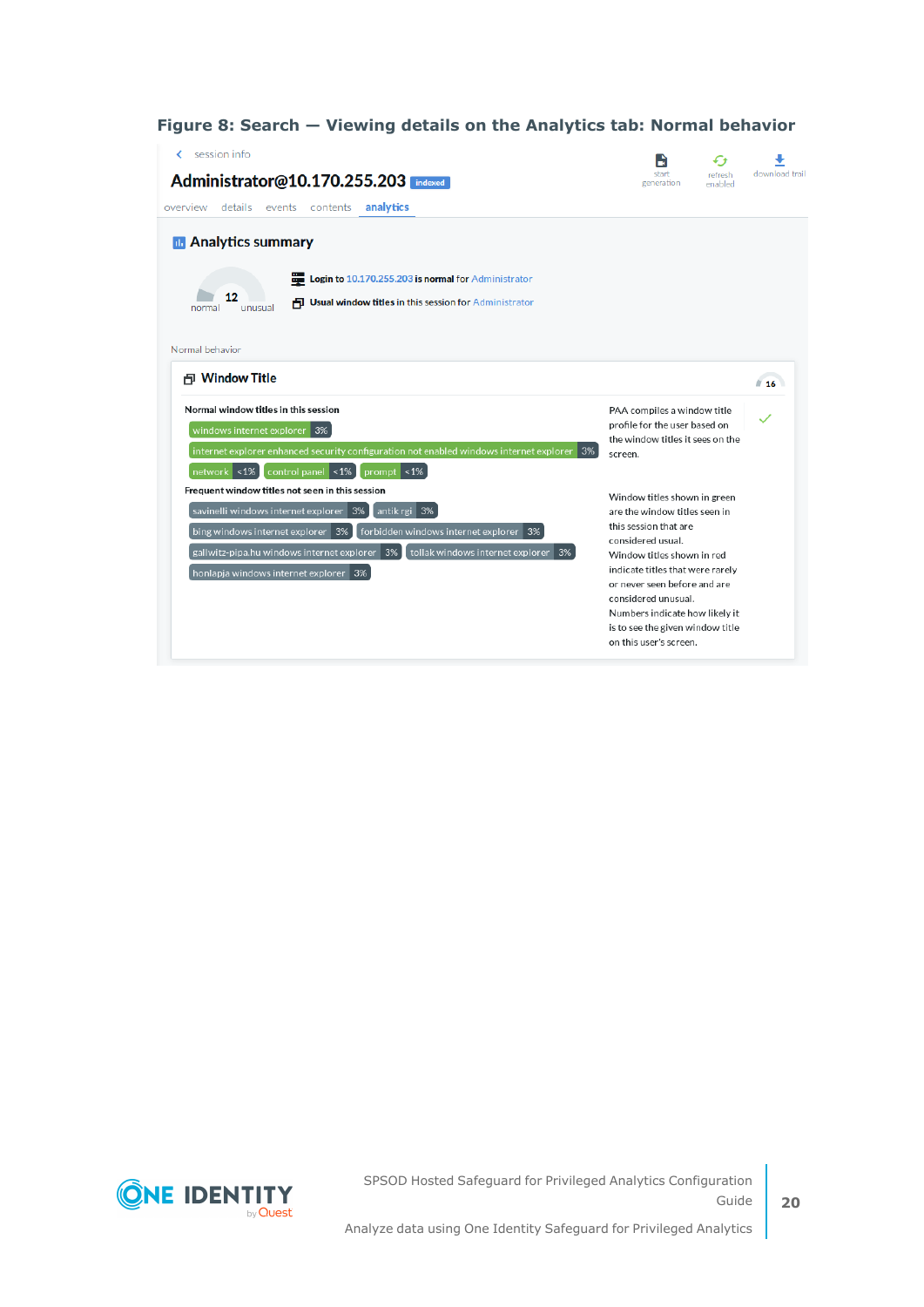**Figure 8: Search — Viewing details on the Analytics tab: Normal behavior**

session info

Administrator@10.170.255.203 indexed

start generation | refresh enabled | download trail

overview | details | events | contents | analytics

**Analytics summary**

12
normal unusual

**Login** to 10.170.255.203 **is normal** for Administrator

**Usual window titles** in this session for Administrator

Normal behavior

**Window Title** 16

**Normal window titles in this session**

- windows internet explorer 3%
- internet explorer enhanced security configuration not enabled windows internet explorer 3%
- network <1%
- control panel <1%
- prompt <1%

**Frequent window titles not seen in this session**

- savinelli windows internet explorer 3%
- antik rgi 3%
- bing windows internet explorer 3%
- forbidden windows internet explorer 3%
- gallwitz-pipa.hu windows internet explorer 3%
- tollak windows internet explorer 3%
- honlapja windows internet explorer 3%

PAA compiles a window title profile for the user based on the window titles it sees on the screen.

Window titles shown in green are the window titles seen in this session that are considered usual. Window titles shown in red indicate titles that were rarely or never seen before and are considered unusual. Numbers indicate how likely it is to see the given window title on this user's screen.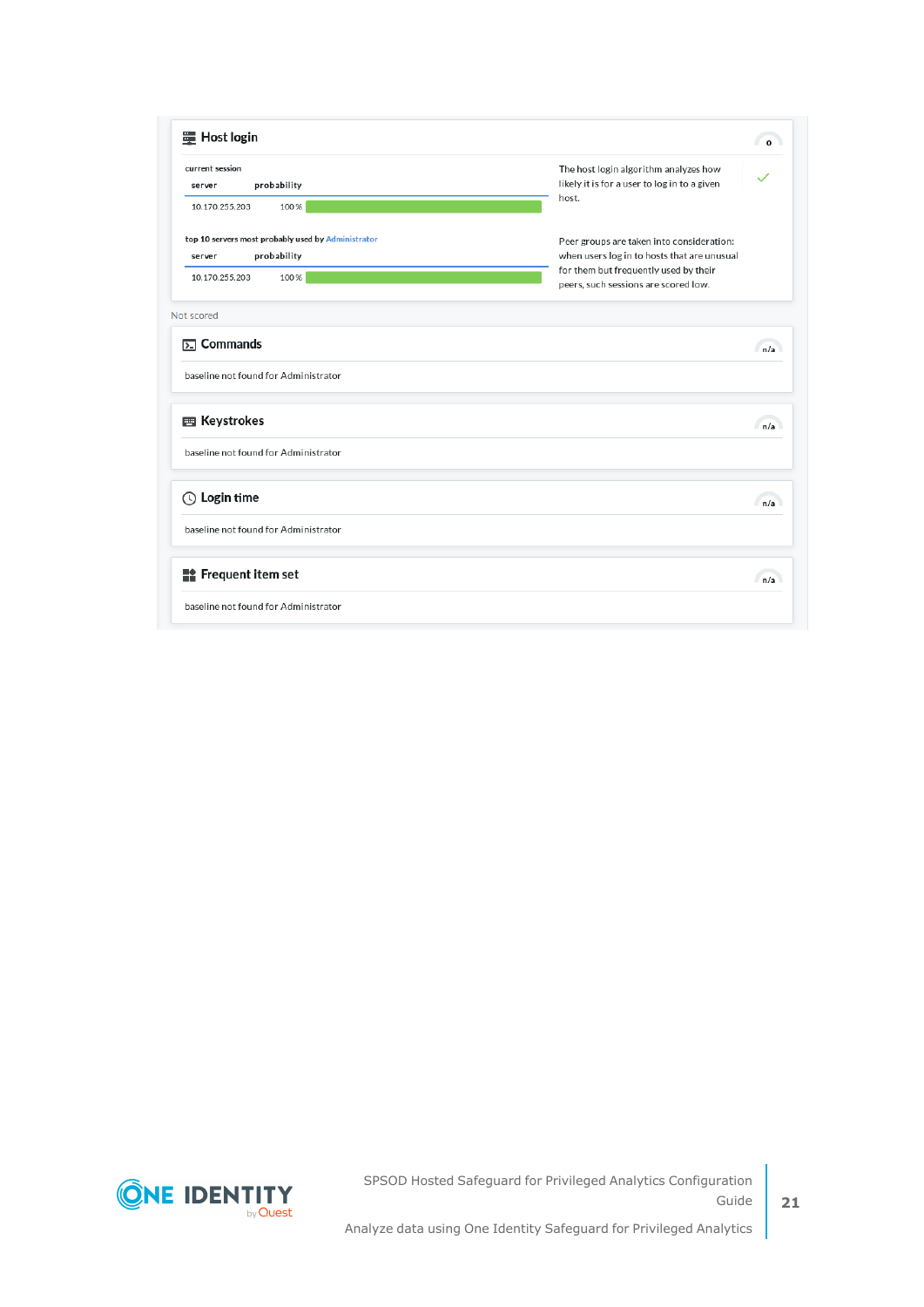**Host login**

current session

| server | probability |
|---|---|
| 10.170.255.203 | 100% |

The host login algorithm analyzes how likely it is for a user to log in to a given host.

top 10 servers most probably used by Administrator

| server | probability |
|---|---|
| 10.170.255.203 | 100% |

Peer groups are taken into consideration: when users log in to hosts that are unusual for them but frequently used by their peers, such sessions are scored low.

Not scored

**Commands**

n/a

baseline not found for Administrator

**Keystrokes**

n/a

baseline not found for Administrator

**Login time**

n/a

baseline not found for Administrator

**Frequent Item set**

n/a

baseline not found for Administrator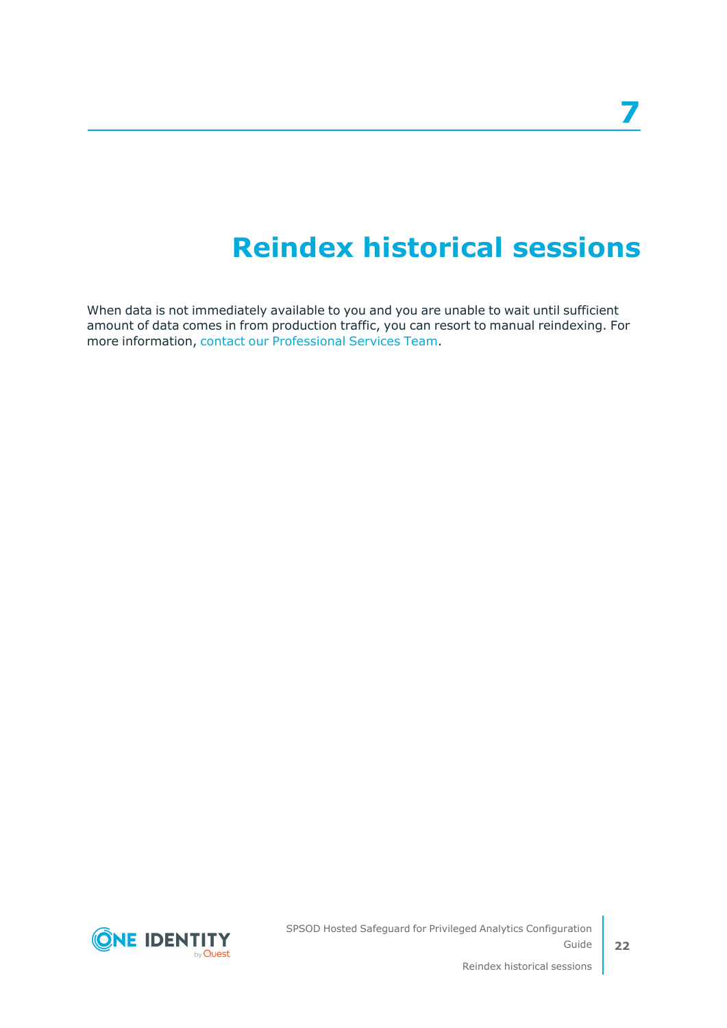# 7 Reindex historical sessions

When data is not immediately available to you and you are unable to wait until sufficient amount of data comes in from production traffic, you can resort to manual reindexing. For more information, contact our Professional Services Team.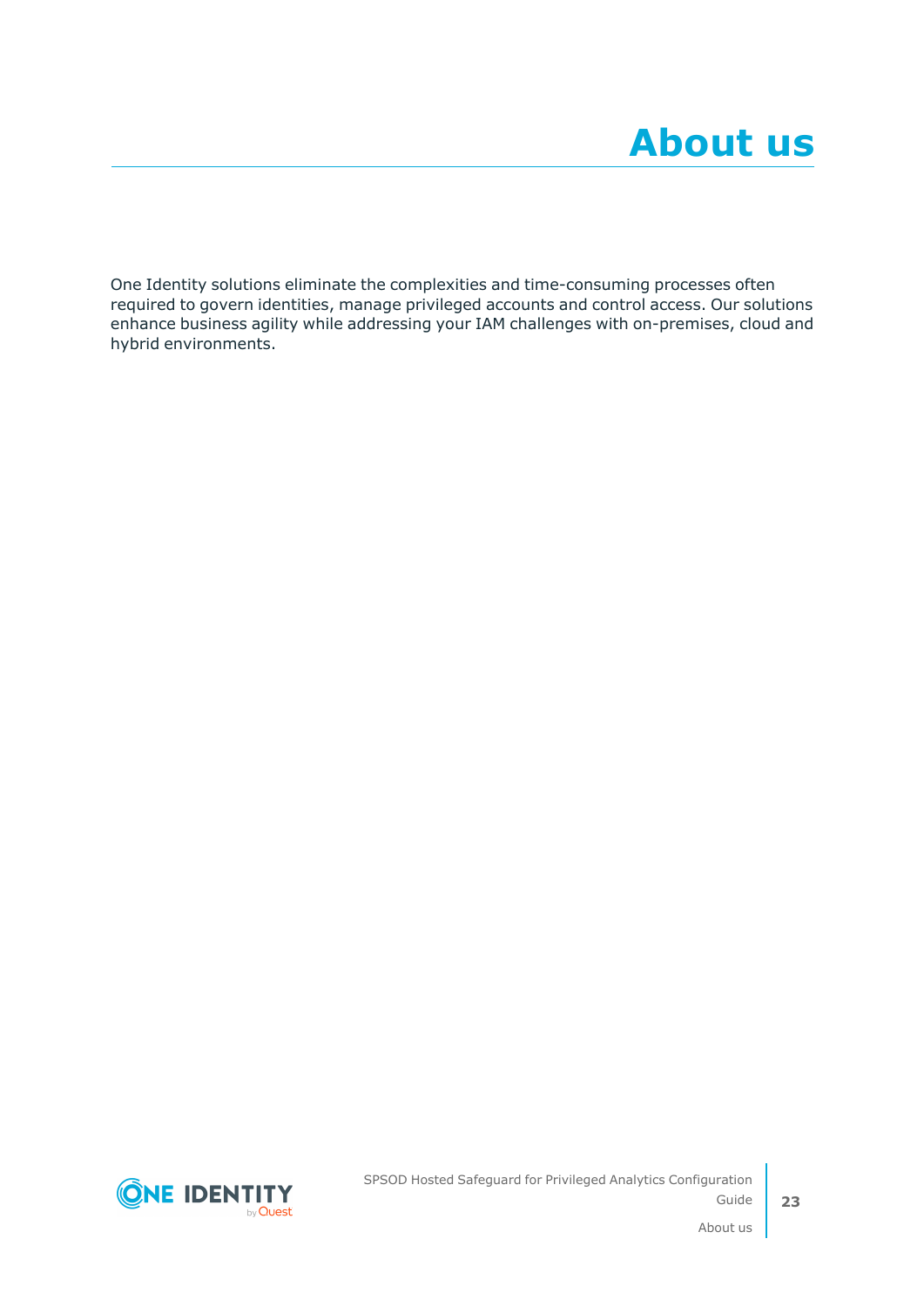# About us

One Identity solutions eliminate the complexities and time-consuming processes often required to govern identities, manage privileged accounts and control access. Our solutions enhance business agility while addressing your IAM challenges with on-premises, cloud and hybrid environments.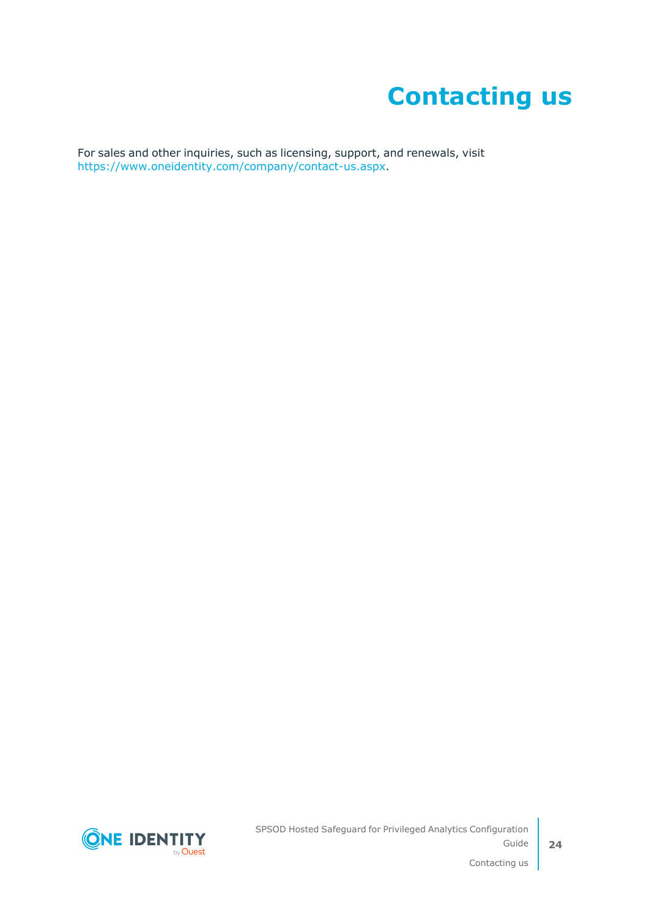# Contacting us

For sales and other inquiries, such as licensing, support, and renewals, visit https://www.oneidentity.com/company/contact-us.aspx.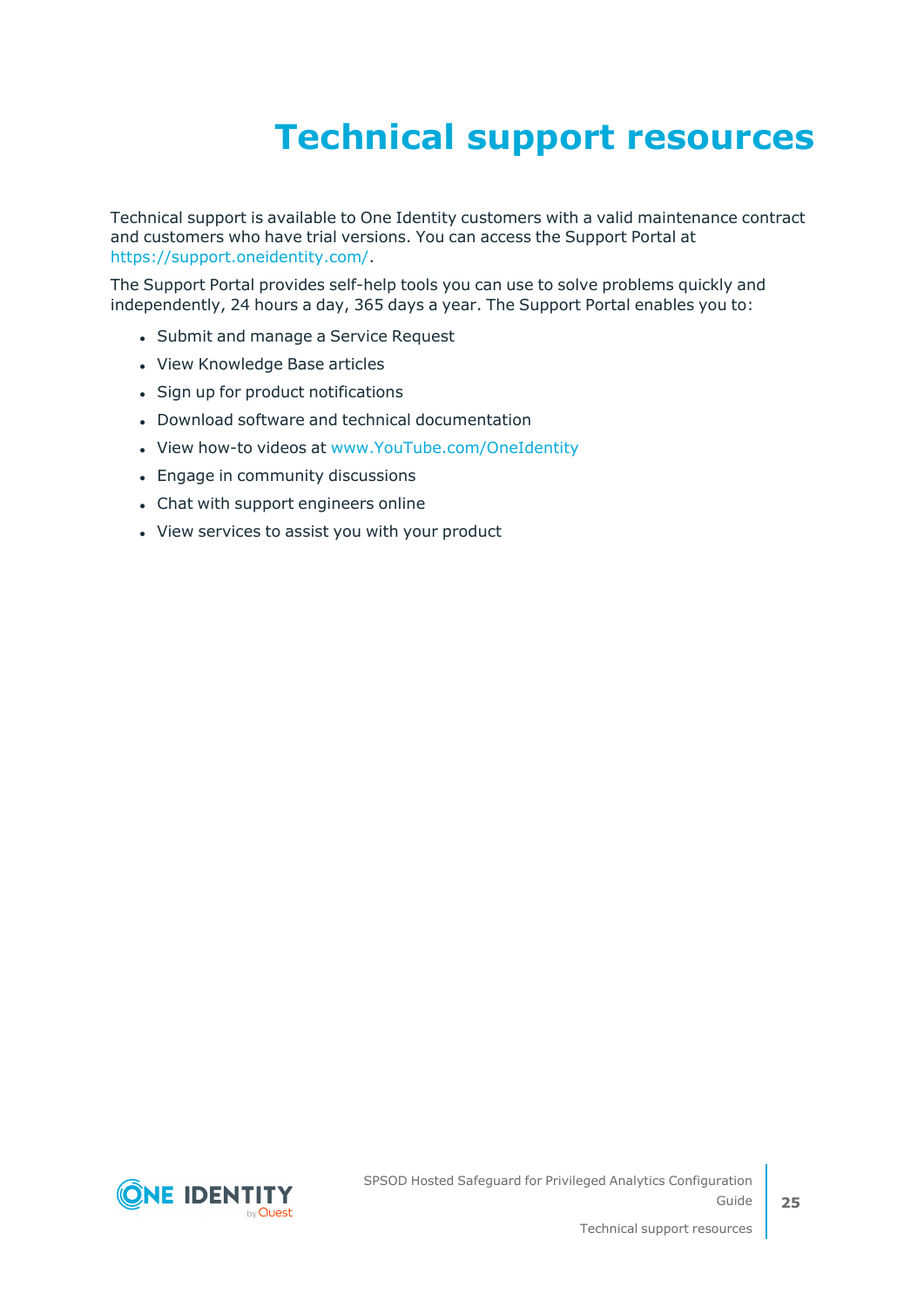# Technical support resources

Technical support is available to One Identity customers with a valid maintenance contract and customers who have trial versions. You can access the Support Portal at https://support.oneidentity.com/.

The Support Portal provides self-help tools you can use to solve problems quickly and independently, 24 hours a day, 365 days a year. The Support Portal enables you to:

- Submit and manage a Service Request
- View Knowledge Base articles
- Sign up for product notifications
- Download software and technical documentation
- View how-to videos at www.YouTube.com/OneIdentity
- Engage in community discussions
- Chat with support engineers online
- View services to assist you with your product